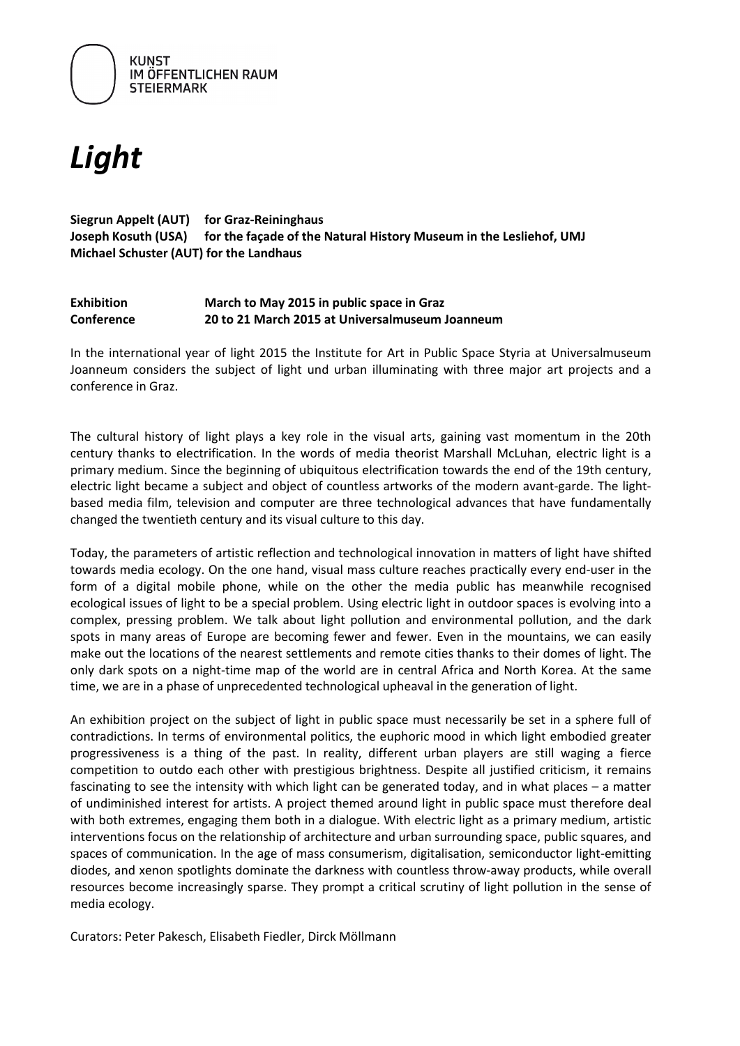KUNST
IM ÖFFENTLICHEN RAUM
STEIERMARK

# *Light*

**Siegrun Appelt (AUT) for Graz-Reininghaus**
**Joseph Kosuth (USA) for the façade of the Natural History Museum in the Lesliehof, UMJ**
**Michael Schuster (AUT) for the Landhaus**

**Exhibition March to May 2015 in public space in Graz**
**Conference 20 to 21 March 2015 at Universalmuseum Joanneum**

In the international year of light 2015 the Institute for Art in Public Space Styria at Universalmuseum Joanneum considers the subject of light und urban illuminating with three major art projects and a conference in Graz.

The cultural history of light plays a key role in the visual arts, gaining vast momentum in the 20th century thanks to electrification. In the words of media theorist Marshall McLuhan, electric light is a primary medium. Since the beginning of ubiquitous electrification towards the end of the 19th century, electric light became a subject and object of countless artworks of the modern avant-garde. The light-based media film, television and computer are three technological advances that have fundamentally changed the twentieth century and its visual culture to this day.

Today, the parameters of artistic reflection and technological innovation in matters of light have shifted towards media ecology. On the one hand, visual mass culture reaches practically every end-user in the form of a digital mobile phone, while on the other the media public has meanwhile recognised ecological issues of light to be a special problem. Using electric light in outdoor spaces is evolving into a complex, pressing problem. We talk about light pollution and environmental pollution, and the dark spots in many areas of Europe are becoming fewer and fewer. Even in the mountains, we can easily make out the locations of the nearest settlements and remote cities thanks to their domes of light. The only dark spots on a night-time map of the world are in central Africa and North Korea. At the same time, we are in a phase of unprecedented technological upheaval in the generation of light.

An exhibition project on the subject of light in public space must necessarily be set in a sphere full of contradictions. In terms of environmental politics, the euphoric mood in which light embodied greater progressiveness is a thing of the past. In reality, different urban players are still waging a fierce competition to outdo each other with prestigious brightness. Despite all justified criticism, it remains fascinating to see the intensity with which light can be generated today, and in what places – a matter of undiminished interest for artists. A project themed around light in public space must therefore deal with both extremes, engaging them both in a dialogue. With electric light as a primary medium, artistic interventions focus on the relationship of architecture and urban surrounding space, public squares, and spaces of communication. In the age of mass consumerism, digitalisation, semiconductor light-emitting diodes, and xenon spotlights dominate the darkness with countless throw-away products, while overall resources become increasingly sparse. They prompt a critical scrutiny of light pollution in the sense of media ecology.

Curators: Peter Pakesch, Elisabeth Fiedler, Dirck Möllmann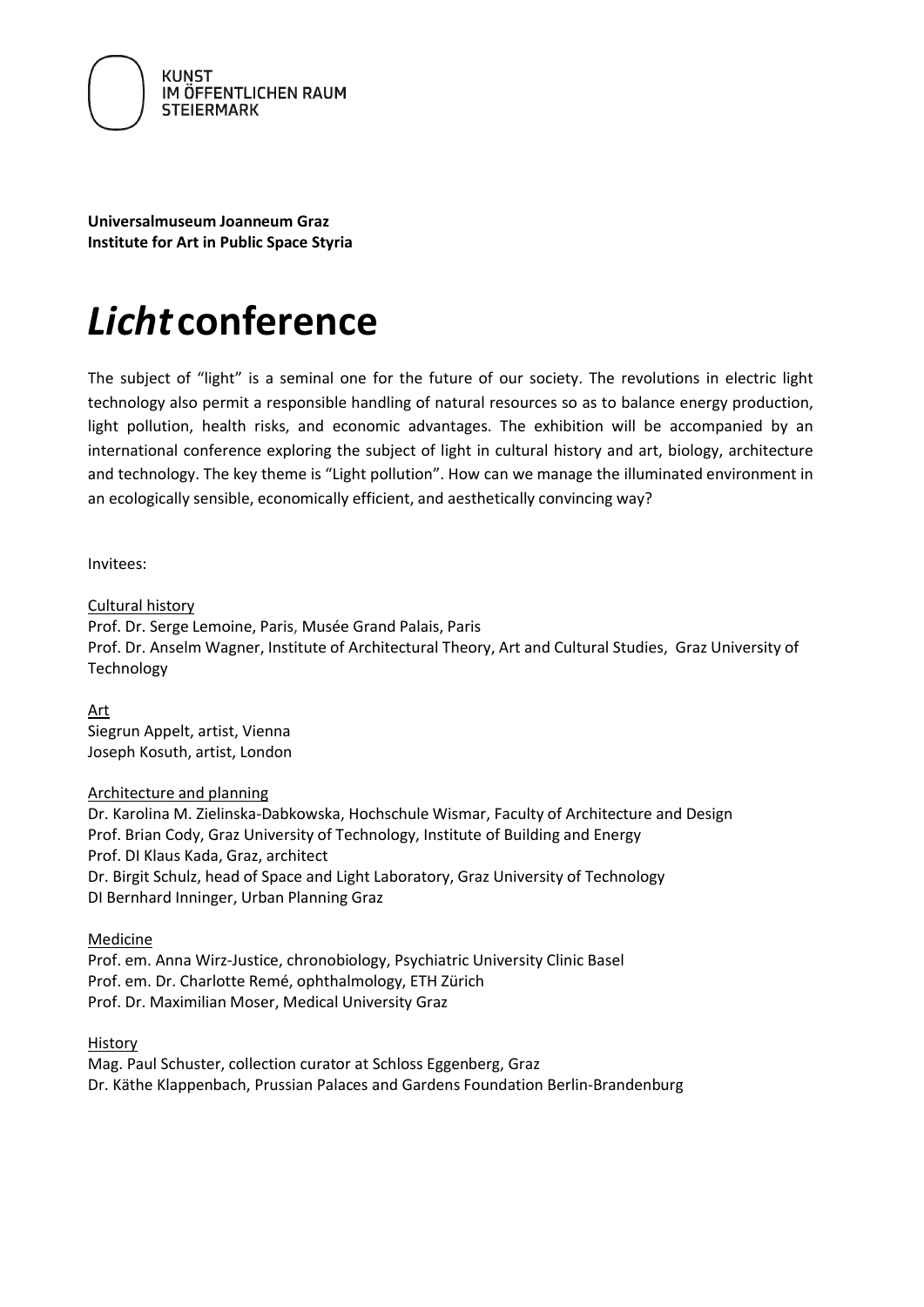KUNST
IM ÖFFENTLICHEN RAUM
STEIERMARK

**Universalmuseum Joanneum Graz**
**Institute for Art in Public Space Styria**

# *Licht* conference

The subject of "light" is a seminal one for the future of our society. The revolutions in electric light technology also permit a responsible handling of natural resources so as to balance energy production, light pollution, health risks, and economic advantages. The exhibition will be accompanied by an international conference exploring the subject of light in cultural history and art, biology, architecture and technology. The key theme is "Light pollution". How can we manage the illuminated environment in an ecologically sensible, economically efficient, and aesthetically convincing way?

Invitees:

Cultural history
Prof. Dr. Serge Lemoine, Paris, Musée Grand Palais, Paris
Prof. Dr. Anselm Wagner, Institute of Architectural Theory, Art and Cultural Studies, Graz University of Technology

Art
Siegrun Appelt, artist, Vienna
Joseph Kosuth, artist, London

Architecture and planning
Dr. Karolina M. Zielinska-Dabkowska, Hochschule Wismar, Faculty of Architecture and Design
Prof. Brian Cody, Graz University of Technology, Institute of Building and Energy
Prof. DI Klaus Kada, Graz, architect
Dr. Birgit Schulz, head of Space and Light Laboratory, Graz University of Technology
DI Bernhard Inninger, Urban Planning Graz

Medicine
Prof. em. Anna Wirz-Justice, chronobiology, Psychiatric University Clinic Basel
Prof. em. Dr. Charlotte Remé, ophthalmology, ETH Zürich
Prof. Dr. Maximilian Moser, Medical University Graz

History
Mag. Paul Schuster, collection curator at Schloss Eggenberg, Graz
Dr. Käthe Klappenbach, Prussian Palaces and Gardens Foundation Berlin-Brandenburg